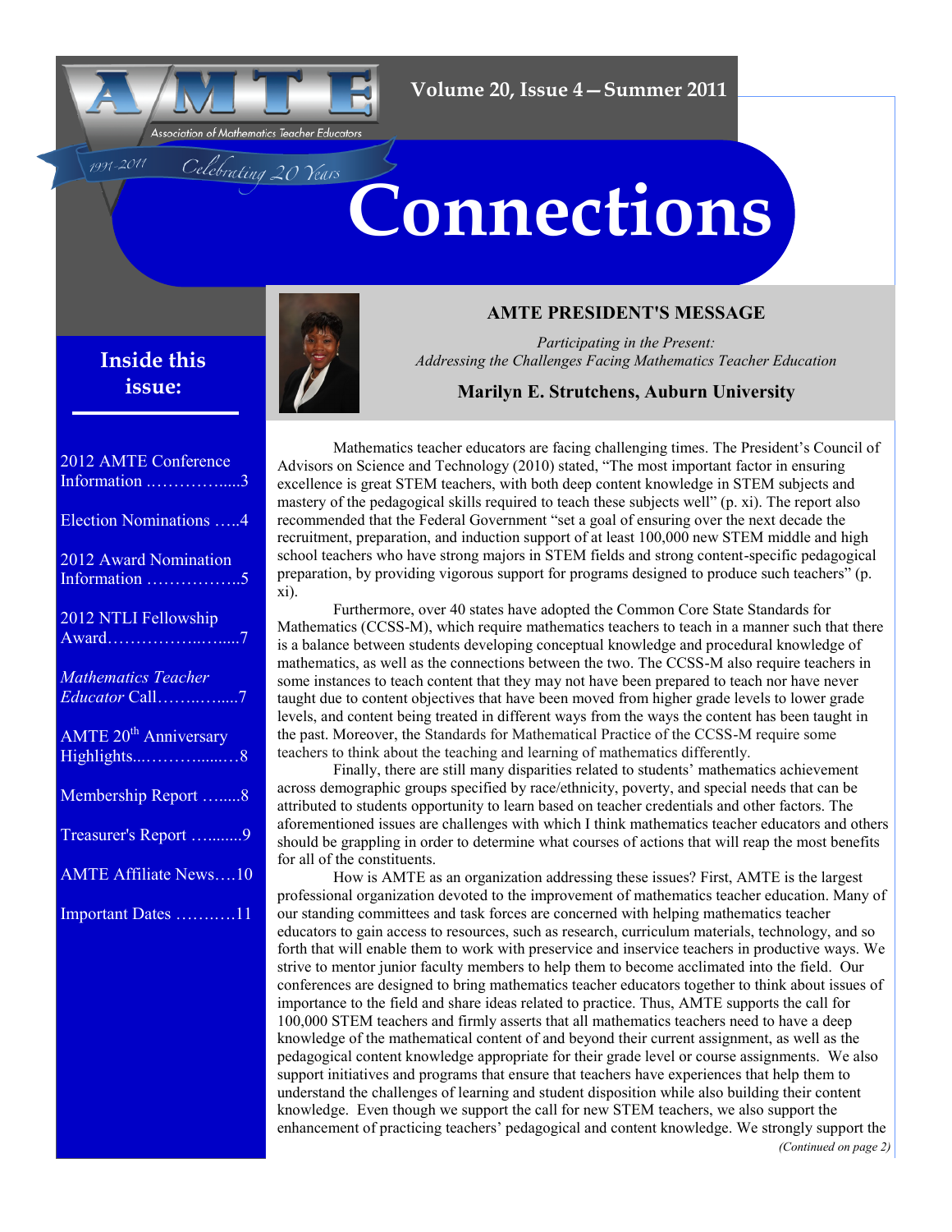# Connections

AMTE — Association of Mathematics Teacher Educators

1991-2011 Celebrating 20 Years

Volume 20, Issue 4—Summer 2011

## Inside this issue:

- 2012 AMTE Conference Information ……………....3
- Election Nominations …..4
- 2012 Award Nomination Information ……………..5
- 2012 NTLI Fellowship Award……………..…....7
- *Mathematics Teacher Educator* Call……..…....7
- AMTE 20th Anniversary Highlights...………....…8
- Membership Report ….....8
- Treasurer's Report …........9
- AMTE Affiliate News….10
- Important Dates ………..11

## AMTE PRESIDENT'S MESSAGE

*Participating in the Present: Addressing the Challenges Facing Mathematics Teacher Education*

**Marilyn E. Strutchens, Auburn University**

Mathematics teacher educators are facing challenging times. The President's Council of Advisors on Science and Technology (2010) stated, "The most important factor in ensuring excellence is great STEM teachers, with both deep content knowledge in STEM subjects and mastery of the pedagogical skills required to teach these subjects well" (p. xi). The report also recommended that the Federal Government "set a goal of ensuring over the next decade the recruitment, preparation, and induction support of at least 100,000 new STEM middle and high school teachers who have strong majors in STEM fields and strong content-specific pedagogical preparation, by providing vigorous support for programs designed to produce such teachers" (p. xi).

Furthermore, over 40 states have adopted the Common Core State Standards for Mathematics (CCSS-M), which require mathematics teachers to teach in a manner such that there is a balance between students developing conceptual knowledge and procedural knowledge of mathematics, as well as the connections between the two. The CCSS-M also require teachers in some instances to teach content that they may not have been prepared to teach nor have never taught due to content objectives that have been moved from higher grade levels to lower grade levels, and content being treated in different ways from the ways the content has been taught in the past. Moreover, the Standards for Mathematical Practice of the CCSS-M require some teachers to think about the teaching and learning of mathematics differently.

Finally, there are still many disparities related to students' mathematics achievement across demographic groups specified by race/ethnicity, poverty, and special needs that can be attributed to students opportunity to learn based on teacher credentials and other factors. The aforementioned issues are challenges with which I think mathematics teacher educators and others should be grappling in order to determine what courses of actions that will reap the most benefits for all of the constituents.

How is AMTE as an organization addressing these issues? First, AMTE is the largest professional organization devoted to the improvement of mathematics teacher education. Many of our standing committees and task forces are concerned with helping mathematics teacher educators to gain access to resources, such as research, curriculum materials, technology, and so forth that will enable them to work with preservice and inservice teachers in productive ways. We strive to mentor junior faculty members to help them to become acclimated into the field. Our conferences are designed to bring mathematics teacher educators together to think about issues of importance to the field and share ideas related to practice. Thus, AMTE supports the call for 100,000 STEM teachers and firmly asserts that all mathematics teachers need to have a deep knowledge of the mathematical content of and beyond their current assignment, as well as the pedagogical content knowledge appropriate for their grade level or course assignments. We also support initiatives and programs that ensure that teachers have experiences that help them to understand the challenges of learning and student disposition while also building their content knowledge. Even though we support the call for new STEM teachers, we also support the enhancement of practicing teachers' pedagogical and content knowledge. We strongly support the

*(Continued on page 2)*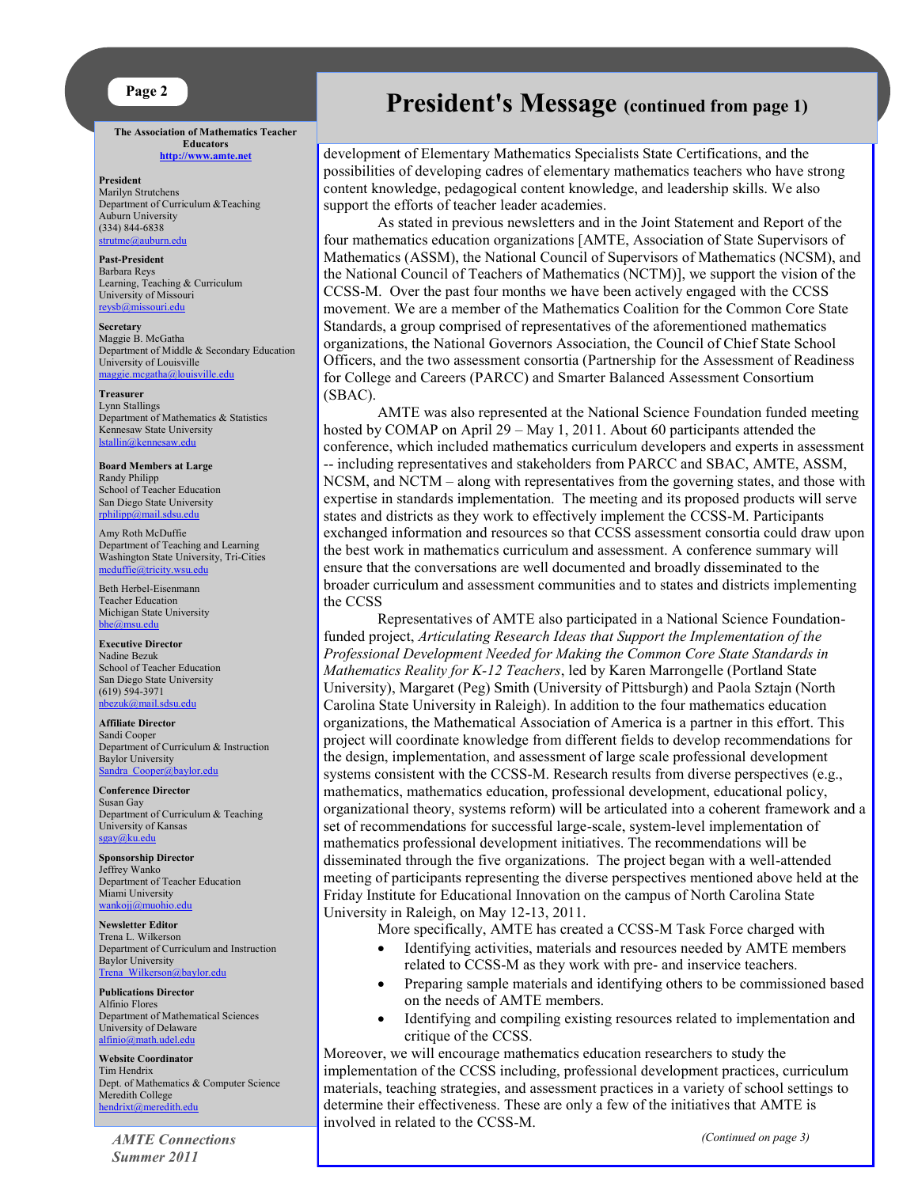The Association of Mathematics Teacher Educators
http://www.amte.net

**President**
Marilyn Strutchens
Department of Curriculum &Teaching
Auburn University
(334) 844-6838
strutme@auburn.edu

**Past-President**
Barbara Reys
Learning, Teaching & Curriculum
University of Missouri
reysb@missouri.edu

**Secretary**
Maggie B. McGatha
Department of Middle & Secondary Education
University of Louisville
maggie.mcgatha@louisville.edu

**Treasurer**
Lynn Stallings
Department of Mathematics & Statistics
Kennesaw State University
lstallin@kennesaw.edu

**Board Members at Large**
Randy Philipp
School of Teacher Education
San Diego State University
rphilipp@mail.sdsu.edu

Amy Roth McDuffie
Department of Teaching and Learning
Washington State University, Tri-Cities
mcduffie@tricity.wsu.edu

Beth Herbel-Eisenmann
Teacher Education
Michigan State University
bhe@msu.edu

**Executive Director**
Nadine Bezuk
School of Teacher Education
San Diego State University
(619) 594-3971
nbezuk@mail.sdsu.edu

**Affiliate Director**
Sandi Cooper
Department of Curriculum & Instruction
Baylor University
Sandra_Cooper@baylor.edu

**Conference Director**
Susan Gay
Department of Curriculum & Teaching
University of Kansas
sgay@ku.edu

**Sponsorship Director**
Jeffrey Wanko
Department of Teacher Education
Miami University
wankojj@muohio.edu

**Newsletter Editor**
Trena L. Wilkerson
Department of Curriculum and Instruction
Baylor University
Trena_Wilkerson@baylor.edu

**Publications Director**
Alfinio Flores
Department of Mathematical Sciences
University of Delaware
alfinio@math.udel.edu

**Website Coordinator**
Tim Hendrix
Dept. of Mathematics & Computer Science
Meredith College
hendrixt@meredith.edu

# President's Message (continued from page 1)

development of Elementary Mathematics Specialists State Certifications, and the possibilities of developing cadres of elementary mathematics teachers who have strong content knowledge, pedagogical content knowledge, and leadership skills. We also support the efforts of teacher leader academies.

As stated in previous newsletters and in the Joint Statement and Report of the four mathematics education organizations [AMTE, Association of State Supervisors of Mathematics (ASSM), the National Council of Supervisors of Mathematics (NCSM), and the National Council of Teachers of Mathematics (NCTM)], we support the vision of the CCSS-M. Over the past four months we have been actively engaged with the CCSS movement. We are a member of the Mathematics Coalition for the Common Core State Standards, a group comprised of representatives of the aforementioned mathematics organizations, the National Governors Association, the Council of Chief State School Officers, and the two assessment consortia (Partnership for the Assessment of Readiness for College and Careers (PARCC) and Smarter Balanced Assessment Consortium (SBAC).

AMTE was also represented at the National Science Foundation funded meeting hosted by COMAP on April 29 – May 1, 2011. About 60 participants attended the conference, which included mathematics curriculum developers and experts in assessment -- including representatives and stakeholders from PARCC and SBAC, AMTE, ASSM, NCSM, and NCTM – along with representatives from the governing states, and those with expertise in standards implementation. The meeting and its proposed products will serve states and districts as they work to effectively implement the CCSS-M. Participants exchanged information and resources so that CCSS assessment consortia could draw upon the best work in mathematics curriculum and assessment. A conference summary will ensure that the conversations are well documented and broadly disseminated to the broader curriculum and assessment communities and to states and districts implementing the CCSS

Representatives of AMTE also participated in a National Science Foundation-funded project, *Articulating Research Ideas that Support the Implementation of the Professional Development Needed for Making the Common Core State Standards in Mathematics Reality for K-12 Teachers*, led by Karen Marrongelle (Portland State University), Margaret (Peg) Smith (University of Pittsburgh) and Paola Sztajn (North Carolina State University in Raleigh). In addition to the four mathematics education organizations, the Mathematical Association of America is a partner in this effort. This project will coordinate knowledge from different fields to develop recommendations for the design, implementation, and assessment of large scale professional development systems consistent with the CCSS-M. Research results from diverse perspectives (e.g., mathematics, mathematics education, professional development, educational policy, organizational theory, systems reform) will be articulated into a coherent framework and a set of recommendations for successful large-scale, system-level implementation of mathematics professional development initiatives. The recommendations will be disseminated through the five organizations. The project began with a well-attended meeting of participants representing the diverse perspectives mentioned above held at the Friday Institute for Educational Innovation on the campus of North Carolina State University in Raleigh, on May 12-13, 2011.

More specifically, AMTE has created a CCSS-M Task Force charged with

- Identifying activities, materials and resources needed by AMTE members related to CCSS-M as they work with pre- and inservice teachers.
- Preparing sample materials and identifying others to be commissioned based on the needs of AMTE members.
- Identifying and compiling existing resources related to implementation and critique of the CCSS.

Moreover, we will encourage mathematics education researchers to study the implementation of the CCSS including, professional development practices, curriculum materials, teaching strategies, and assessment practices in a variety of school settings to determine their effectiveness. These are only a few of the initiatives that AMTE is involved in related to the CCSS-M.

*(Continued on page 3)*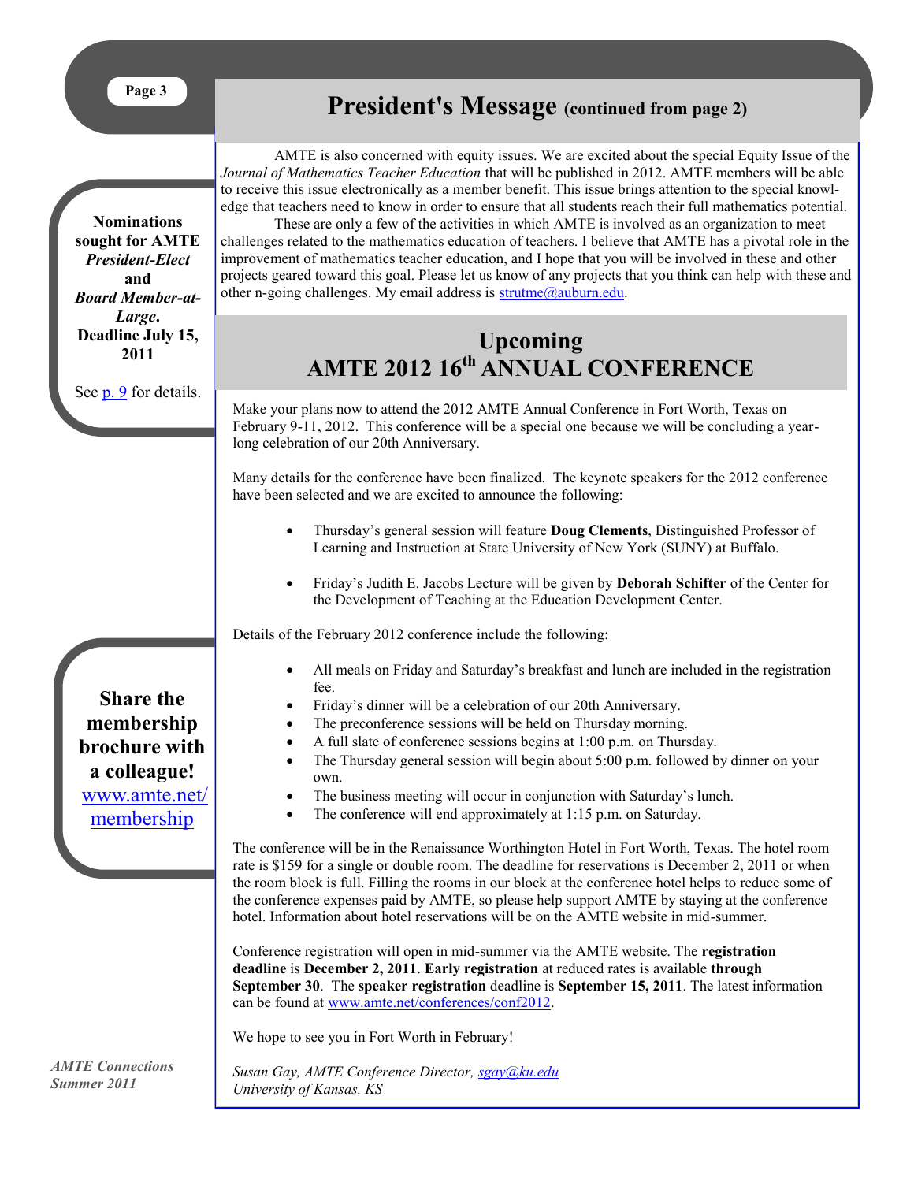# President's Message (continued from page 2)

AMTE is also concerned with equity issues. We are excited about the special Equity Issue of the *Journal of Mathematics Teacher Education* that will be published in 2012. AMTE members will be able to receive this issue electronically as a member benefit. This issue brings attention to the special knowledge that teachers need to know in order to ensure that all students reach their full mathematics potential.

These are only a few of the activities in which AMTE is involved as an organization to meet challenges related to the mathematics education of teachers. I believe that AMTE has a pivotal role in the improvement of mathematics teacher education, and I hope that you will be involved in these and other projects geared toward this goal. Please let us know of any projects that you think can help with these and other n-going challenges. My email address is strutme@auburn.edu.

**Nominations sought for AMTE *President-Elect* and *Board Member-at-Large*. Deadline July 15, 2011**

See p. 9 for details.

## Upcoming AMTE 2012 16th ANNUAL CONFERENCE

Make your plans now to attend the 2012 AMTE Annual Conference in Fort Worth, Texas on February 9-11, 2012. This conference will be a special one because we will be concluding a year-long celebration of our 20th Anniversary.

Many details for the conference have been finalized. The keynote speakers for the 2012 conference have been selected and we are excited to announce the following:

- Thursday's general session will feature **Doug Clements**, Distinguished Professor of Learning and Instruction at State University of New York (SUNY) at Buffalo.
- Friday's Judith E. Jacobs Lecture will be given by **Deborah Schifter** of the Center for the Development of Teaching at the Education Development Center.

Details of the February 2012 conference include the following:

- All meals on Friday and Saturday's breakfast and lunch are included in the registration fee.
- Friday's dinner will be a celebration of our 20th Anniversary.
- The preconference sessions will be held on Thursday morning.
- A full slate of conference sessions begins at 1:00 p.m. on Thursday.
- The Thursday general session will begin about 5:00 p.m. followed by dinner on your own.
- The business meeting will occur in conjunction with Saturday's lunch.
- The conference will end approximately at 1:15 p.m. on Saturday.

**Share the membership brochure with a colleague!** www.amte.net/membership

The conference will be in the Renaissance Worthington Hotel in Fort Worth, Texas. The hotel room rate is $159 for a single or double room. The deadline for reservations is December 2, 2011 or when the room block is full. Filling the rooms in our block at the conference hotel helps to reduce some of the conference expenses paid by AMTE, so please help support AMTE by staying at the conference hotel. Information about hotel reservations will be on the AMTE website in mid-summer.

Conference registration will open in mid-summer via the AMTE website. The **registration deadline** is **December 2, 2011**. **Early registration** at reduced rates is available **through September 30**. The **speaker registration** deadline is **September 15, 2011**. The latest information can be found at www.amte.net/conferences/conf2012.

We hope to see you in Fort Worth in February!

*Susan Gay, AMTE Conference Director, sgay@ku.edu*
*University of Kansas, KS*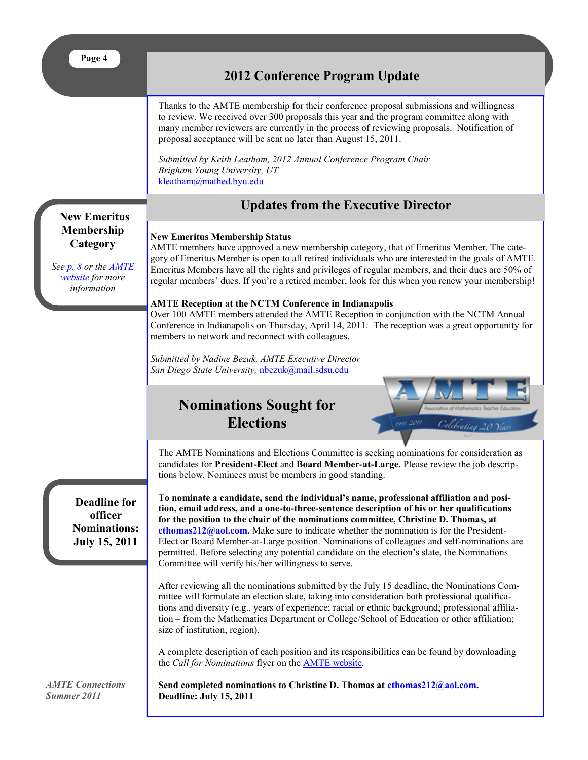## 2012 Conference Program Update

Thanks to the AMTE membership for their conference proposal submissions and willingness to review. We received over 300 proposals this year and the program committee along with many member reviewers are currently in the process of reviewing proposals. Notification of proposal acceptance will be sent no later than August 15, 2011.

*Submitted by Keith Leatham, 2012 Annual Conference Program Chair*
*Brigham Young University, UT*
kleatham@mathed.byu.edu

## Updates from the Executive Director

**New Emeritus Membership Category**

*See p. 8 or the AMTE website for more information*

**New Emeritus Membership Status**
AMTE members have approved a new membership category, that of Emeritus Member. The category of Emeritus Member is open to all retired individuals who are interested in the goals of AMTE. Emeritus Members have all the rights and privileges of regular members, and their dues are 50% of regular members' dues. If you're a retired member, look for this when you renew your membership!

**AMTE Reception at the NCTM Conference in Indianapolis**
Over 100 AMTE members attended the AMTE Reception in conjunction with the NCTM Annual Conference in Indianapolis on Thursday, April 14, 2011. The reception was a great opportunity for members to network and reconnect with colleagues.

*Submitted by Nadine Bezuk, AMTE Executive Director*
*San Diego State University,* nbezuk@mail.sdsu.edu

## Nominations Sought for Elections

The AMTE Nominations and Elections Committee is seeking nominations for consideration as candidates for **President-Elect** and **Board Member-at-Large.** Please review the job descriptions below. Nominees must be members in good standing.

**Deadline for officer Nominations: July 15, 2011**

**To nominate a candidate, send the individual's name, professional affiliation and position, email address, and a one-to-three-sentence description of his or her qualifications for the position to the chair of the nominations committee, Christine D. Thomas, at cthomas212@aol.com.** Make sure to indicate whether the nomination is for the President-Elect or Board Member-at-Large position. Nominations of colleagues and self-nominations are permitted. Before selecting any potential candidate on the election's slate, the Nominations Committee will verify his/her willingness to serve.

After reviewing all the nominations submitted by the July 15 deadline, the Nominations Committee will formulate an election slate, taking into consideration both professional qualifications and diversity (e.g., years of experience; racial or ethnic background; professional affiliation – from the Mathematics Department or College/School of Education or other affiliation; size of institution, region).

A complete description of each position and its responsibilities can be found by downloading the *Call for Nominations* flyer on the AMTE website.

**Send completed nominations to Christine D. Thomas at cthomas212@aol.com.**
**Deadline: July 15, 2011**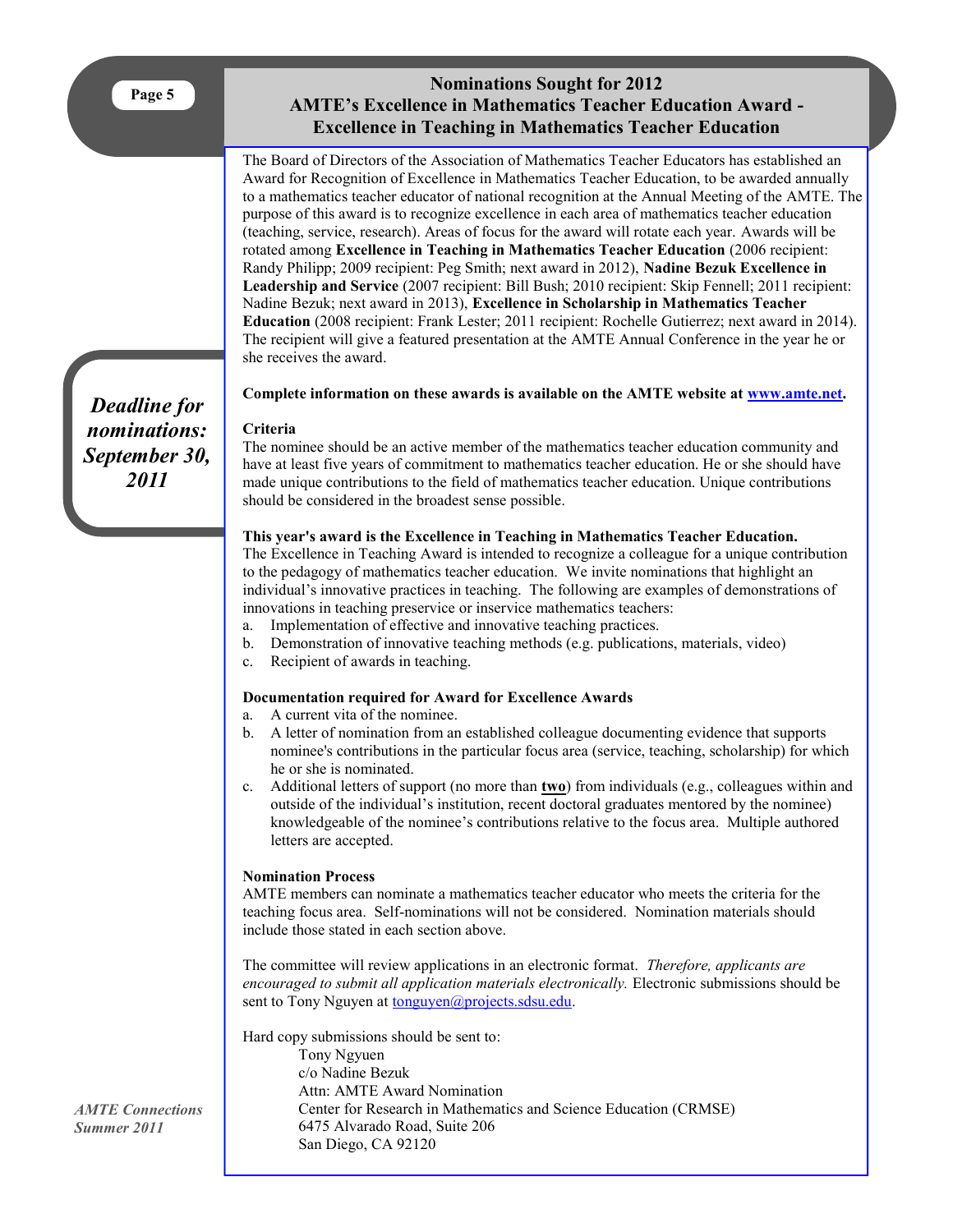# Nominations Sought for 2012
# AMTE's Excellence in Mathematics Teacher Education Award - Excellence in Teaching in Mathematics Teacher Education

The Board of Directors of the Association of Mathematics Teacher Educators has established an Award for Recognition of Excellence in Mathematics Teacher Education, to be awarded annually to a mathematics teacher educator of national recognition at the Annual Meeting of the AMTE. The purpose of this award is to recognize excellence in each area of mathematics teacher education (teaching, service, research). Areas of focus for the award will rotate each year. Awards will be rotated among **Excellence in Teaching in Mathematics Teacher Education** (2006 recipient: Randy Philipp; 2009 recipient: Peg Smith; next award in 2012), **Nadine Bezuk Excellence in Leadership and Service** (2007 recipient: Bill Bush; 2010 recipient: Skip Fennell; 2011 recipient: Nadine Bezuk; next award in 2013), **Excellence in Scholarship in Mathematics Teacher Education** (2008 recipient: Frank Lester; 2011 recipient: Rochelle Gutierrez; next award in 2014). The recipient will give a featured presentation at the AMTE Annual Conference in the year he or she receives the award.

***Deadline for nominations: September 30, 2011***

**Complete information on these awards is available on the AMTE website at [www.amte.net](http://www.amte.net).**

**Criteria**

The nominee should be an active member of the mathematics teacher education community and have at least five years of commitment to mathematics teacher education. He or she should have made unique contributions to the field of mathematics teacher education. Unique contributions should be considered in the broadest sense possible.

**This year's award is the Excellence in Teaching in Mathematics Teacher Education.**

The Excellence in Teaching Award is intended to recognize a colleague for a unique contribution to the pedagogy of mathematics teacher education. We invite nominations that highlight an individual's innovative practices in teaching. The following are examples of demonstrations of innovations in teaching preservice or inservice mathematics teachers:

a. Implementation of effective and innovative teaching practices.
b. Demonstration of innovative teaching methods (e.g. publications, materials, video)
c. Recipient of awards in teaching.

**Documentation required for Award for Excellence Awards**

a. A current vita of the nominee.
b. A letter of nomination from an established colleague documenting evidence that supports nominee's contributions in the particular focus area (service, teaching, scholarship) for which he or she is nominated.
c. Additional letters of support (no more than **two**) from individuals (e.g., colleagues within and outside of the individual's institution, recent doctoral graduates mentored by the nominee) knowledgeable of the nominee's contributions relative to the focus area. Multiple authored letters are accepted.

**Nomination Process**

AMTE members can nominate a mathematics teacher educator who meets the criteria for the teaching focus area. Self-nominations will not be considered. Nomination materials should include those stated in each section above.

The committee will review applications in an electronic format. *Therefore, applicants are encouraged to submit all application materials electronically.* Electronic submissions should be sent to Tony Nguyen at [tonguyen@projects.sdsu.edu](mailto:tonguyen@projects.sdsu.edu).

Hard copy submissions should be sent to:

Tony Ngyuen
c/o Nadine Bezuk
Attn: AMTE Award Nomination
Center for Research in Mathematics and Science Education (CRMSE)
6475 Alvarado Road, Suite 206
San Diego, CA 92120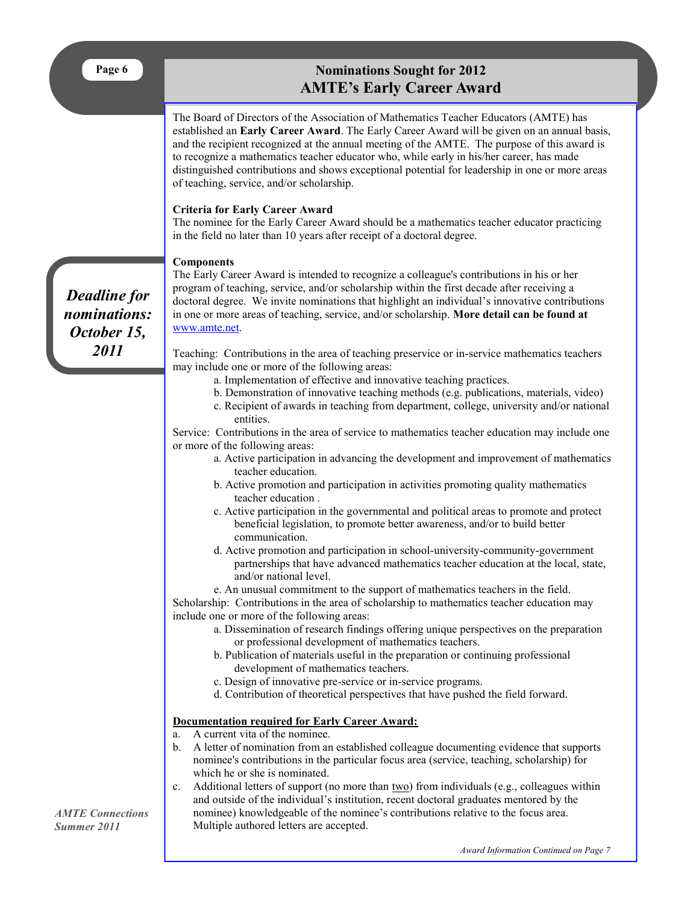# Nominations Sought for 2012 AMTE's Early Career Award

*Deadline for nominations: October 15, 2011*

The Board of Directors of the Association of Mathematics Teacher Educators (AMTE) has established an **Early Career Award**. The Early Career Award will be given on an annual basis, and the recipient recognized at the annual meeting of the AMTE. The purpose of this award is to recognize a mathematics teacher educator who, while early in his/her career, has made distinguished contributions and shows exceptional potential for leadership in one or more areas of teaching, service, and/or scholarship.

**Criteria for Early Career Award**

The nominee for the Early Career Award should be a mathematics teacher educator practicing in the field no later than 10 years after receipt of a doctoral degree.

**Components**

The Early Career Award is intended to recognize a colleague's contributions in his or her program of teaching, service, and/or scholarship within the first decade after receiving a doctoral degree. We invite nominations that highlight an individual's innovative contributions in one or more areas of teaching, service, and/or scholarship. **More detail can be found at** [www.amte.net](www.amte.net).

Teaching: Contributions in the area of teaching preservice or in-service mathematics teachers may include one or more of the following areas:

- a. Implementation of effective and innovative teaching practices.
- b. Demonstration of innovative teaching methods (e.g. publications, materials, video)
- c. Recipient of awards in teaching from department, college, university and/or national entities.

Service: Contributions in the area of service to mathematics teacher education may include one or more of the following areas:

- a. Active participation in advancing the development and improvement of mathematics teacher education.
- b. Active promotion and participation in activities promoting quality mathematics teacher education .
- c. Active participation in the governmental and political areas to promote and protect beneficial legislation, to promote better awareness, and/or to build better communication.
- d. Active promotion and participation in school-university-community-government partnerships that have advanced mathematics teacher education at the local, state, and/or national level.
- e. An unusual commitment to the support of mathematics teachers in the field.

Scholarship: Contributions in the area of scholarship to mathematics teacher education may include one or more of the following areas:

- a. Dissemination of research findings offering unique perspectives on the preparation or professional development of mathematics teachers.
- b. Publication of materials useful in the preparation or continuing professional development of mathematics teachers.
- c. Design of innovative pre-service or in-service programs.
- d. Contribution of theoretical perspectives that have pushed the field forward.

**Documentation required for Early Career Award:**

- a. A current vita of the nominee.
- b. A letter of nomination from an established colleague documenting evidence that supports nominee's contributions in the particular focus area (service, teaching, scholarship) for which he or she is nominated.
- c. Additional letters of support (no more than two) from individuals (e.g., colleagues within and outside of the individual's institution, recent doctoral graduates mentored by the nominee) knowledgeable of the nominee's contributions relative to the focus area. Multiple authored letters are accepted.

*Award Information Continued on Page 7*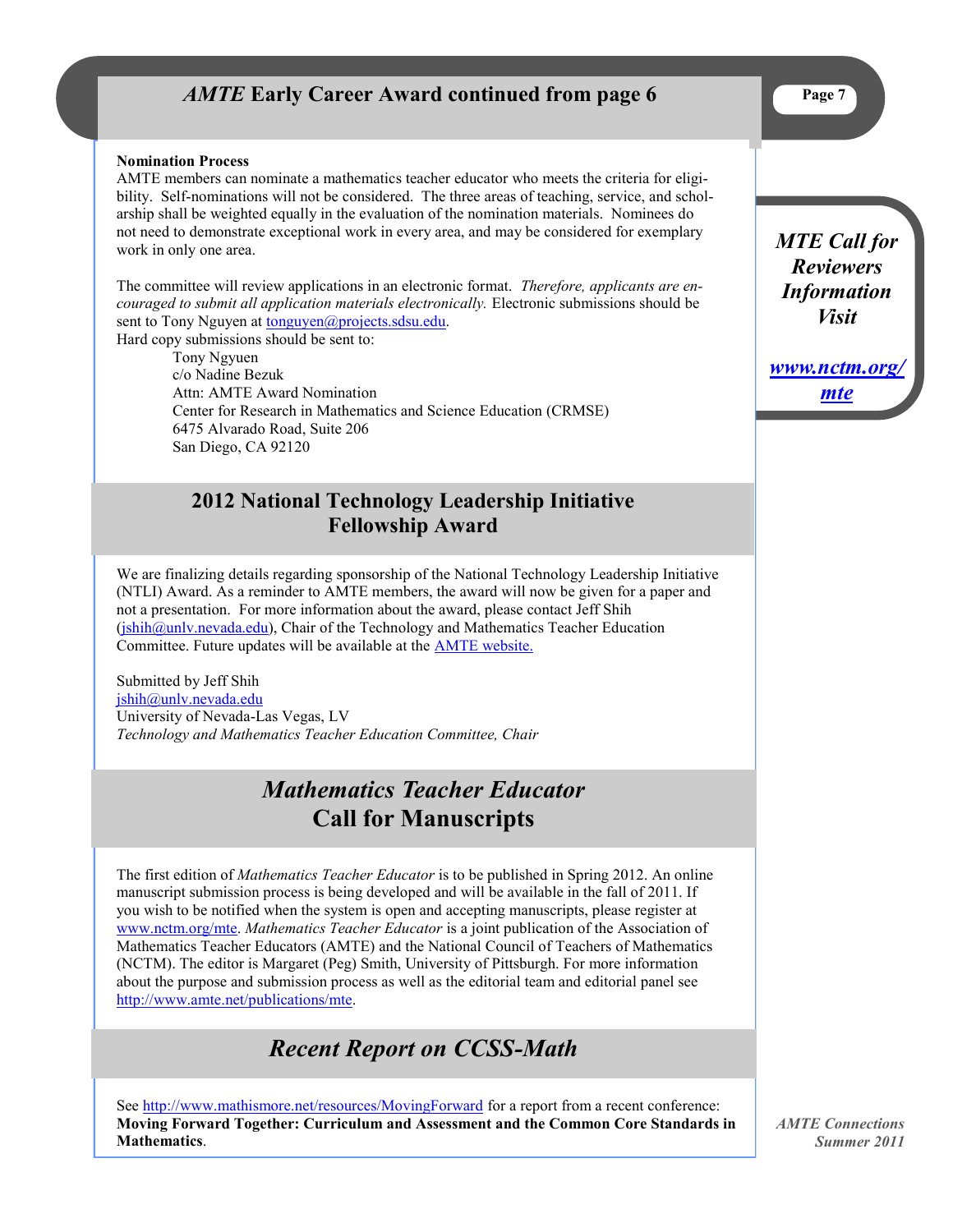## *AMTE* Early Career Award continued from page 6

**Nomination Process**

AMTE members can nominate a mathematics teacher educator who meets the criteria for eligibility. Self-nominations will not be considered. The three areas of teaching, service, and scholarship shall be weighted equally in the evaluation of the nomination materials. Nominees do not need to demonstrate exceptional work in every area, and may be considered for exemplary work in only one area.

The committee will review applications in an electronic format. *Therefore, applicants are encouraged to submit all application materials electronically.* Electronic submissions should be sent to Tony Nguyen at tonguyen@projects.sdsu.edu.

Hard copy submissions should be sent to:

Tony Ngyuen
c/o Nadine Bezuk
Attn: AMTE Award Nomination
Center for Research in Mathematics and Science Education (CRMSE)
6475 Alvarado Road, Suite 206
San Diego, CA 92120

***MTE Call for Reviewers Information Visit***

***www.nctm.org/mte***

## 2012 National Technology Leadership Initiative Fellowship Award

We are finalizing details regarding sponsorship of the National Technology Leadership Initiative (NTLI) Award. As a reminder to AMTE members, the award will now be given for a paper and not a presentation. For more information about the award, please contact Jeff Shih (jshih@unlv.nevada.edu), Chair of the Technology and Mathematics Teacher Education Committee. Future updates will be available at the AMTE website.

Submitted by Jeff Shih
jshih@unlv.nevada.edu
University of Nevada-Las Vegas, LV
*Technology and Mathematics Teacher Education Committee, Chair*

## *Mathematics Teacher Educator* Call for Manuscripts

The first edition of *Mathematics Teacher Educator* is to be published in Spring 2012. An online manuscript submission process is being developed and will be available in the fall of 2011. If you wish to be notified when the system is open and accepting manuscripts, please register at www.nctm.org/mte. *Mathematics Teacher Educator* is a joint publication of the Association of Mathematics Teacher Educators (AMTE) and the National Council of Teachers of Mathematics (NCTM). The editor is Margaret (Peg) Smith, University of Pittsburgh. For more information about the purpose and submission process as well as the editorial team and editorial panel see http://www.amte.net/publications/mte.

## *Recent Report on CCSS-Math*

See http://www.mathismore.net/resources/MovingForward for a report from a recent conference: **Moving Forward Together: Curriculum and Assessment and the Common Core Standards in Mathematics**.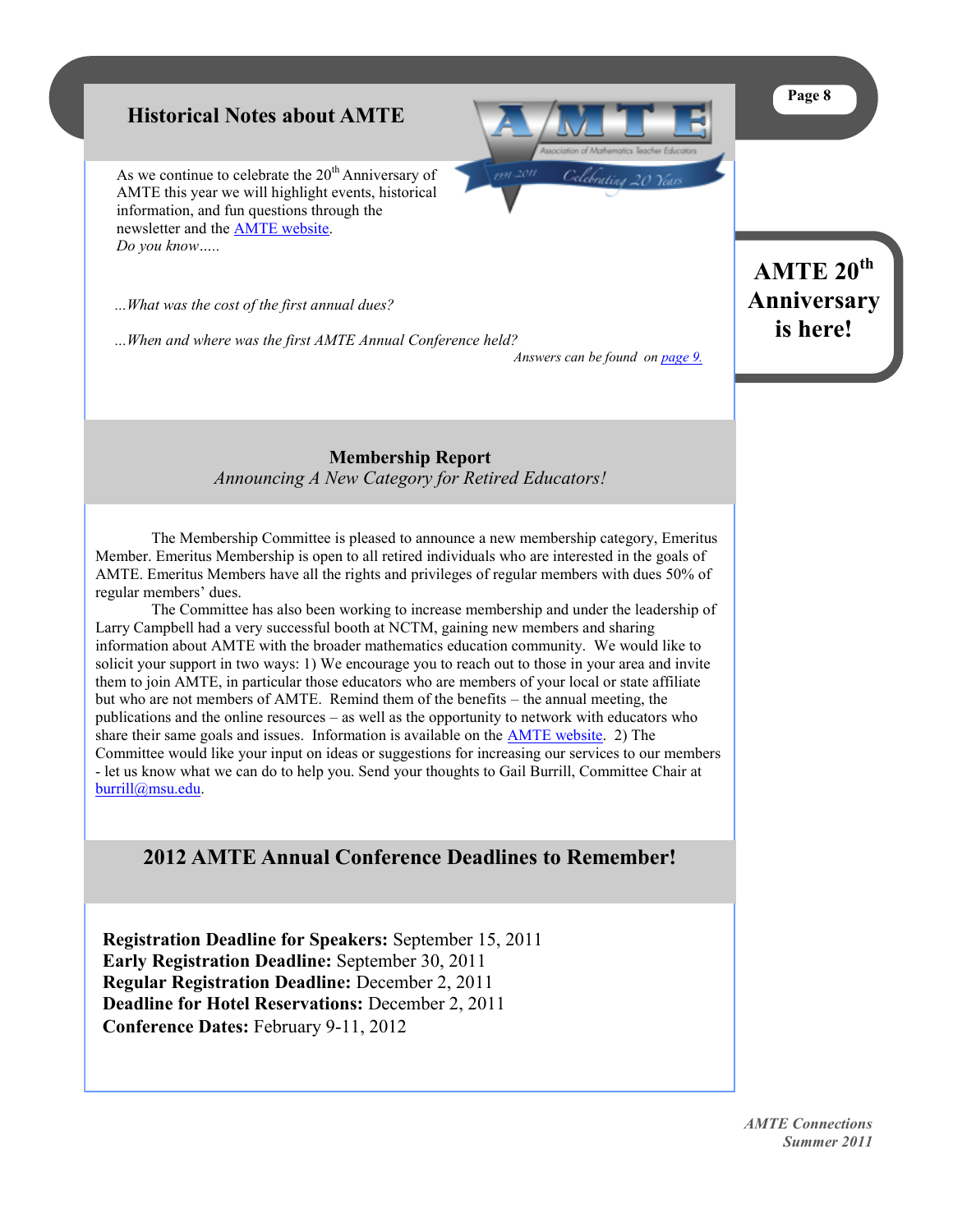## Historical Notes about AMTE

As we continue to celebrate the 20th Anniversary of AMTE this year we will highlight events, historical information, and fun questions through the newsletter and the AMTE website.

*Do you know.....*

*...What was the cost of the first annual dues?*

*...When and where was the first AMTE Annual Conference held?*

*Answers can be found on page 9.*

**AMTE 20th Anniversary is here!**

## Membership Report

*Announcing A New Category for Retired Educators!*

The Membership Committee is pleased to announce a new membership category, Emeritus Member. Emeritus Membership is open to all retired individuals who are interested in the goals of AMTE. Emeritus Members have all the rights and privileges of regular members with dues 50% of regular members' dues.

The Committee has also been working to increase membership and under the leadership of Larry Campbell had a very successful booth at NCTM, gaining new members and sharing information about AMTE with the broader mathematics education community. We would like to solicit your support in two ways: 1) We encourage you to reach out to those in your area and invite them to join AMTE, in particular those educators who are members of your local or state affiliate but who are not members of AMTE. Remind them of the benefits – the annual meeting, the publications and the online resources – as well as the opportunity to network with educators who share their same goals and issues. Information is available on the AMTE website. 2) The Committee would like your input on ideas or suggestions for increasing our services to our members - let us know what we can do to help you. Send your thoughts to Gail Burrill, Committee Chair at burrill@msu.edu.

## 2012 AMTE Annual Conference Deadlines to Remember!

**Registration Deadline for Speakers:** September 15, 2011
**Early Registration Deadline:** September 30, 2011
**Regular Registration Deadline:** December 2, 2011
**Deadline for Hotel Reservations:** December 2, 2011
**Conference Dates:** February 9-11, 2012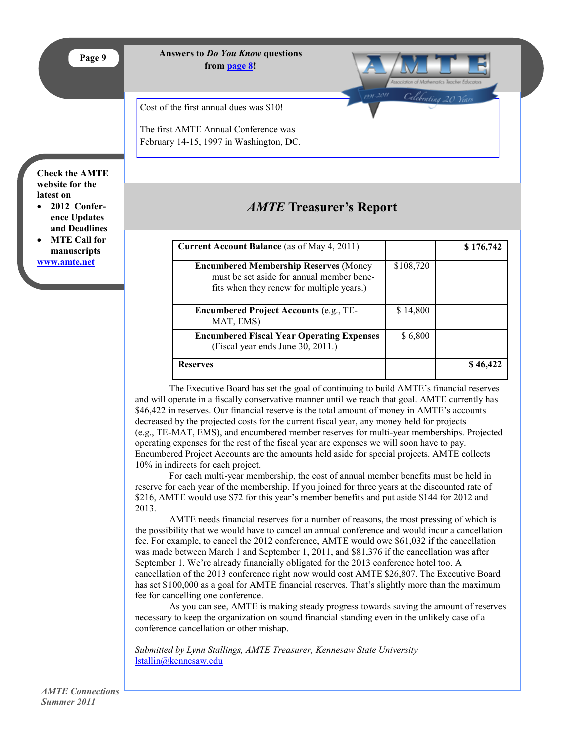**Answers to *Do You Know* questions from page 8!**

Cost of the first annual dues was $10!

The first AMTE Annual Conference was February 14-15, 1997 in Washington, DC.

**Check the AMTE website for the latest on**

- **2012 Conference Updates and Deadlines**
- **MTE Call for manuscripts**

**www.amte.net**

## *AMTE* Treasurer's Report

| **Current Account Balance** (as of May 4, 2011) | | **$ 176,742** |
|---|---|---|
| **Encumbered Membership Reserves** (Money must be set aside for annual member benefits when they renew for multiple years.) | $108,720 | |
| **Encumbered Project Accounts** (e.g., TE-MAT, EMS) | $ 14,800 | |
| **Encumbered Fiscal Year Operating Expenses** (Fiscal year ends June 30, 2011.) | $ 6,800 | |
| **Reserves** | | **$ 46,422** |

The Executive Board has set the goal of continuing to build AMTE's financial reserves and will operate in a fiscally conservative manner until we reach that goal. AMTE currently has $46,422 in reserves. Our financial reserve is the total amount of money in AMTE's accounts decreased by the projected costs for the current fiscal year, any money held for projects (e.g., TE-MAT, EMS), and encumbered member reserves for multi-year memberships. Projected operating expenses for the rest of the fiscal year are expenses we will soon have to pay. Encumbered Project Accounts are the amounts held aside for special projects. AMTE collects 10% in indirects for each project.

For each multi-year membership, the cost of annual member benefits must be held in reserve for each year of the membership. If you joined for three years at the discounted rate of $216, AMTE would use $72 for this year's member benefits and put aside $144 for 2012 and 2013.

AMTE needs financial reserves for a number of reasons, the most pressing of which is the possibility that we would have to cancel an annual conference and would incur a cancellation fee. For example, to cancel the 2012 conference, AMTE would owe $61,032 if the cancellation was made between March 1 and September 1, 2011, and $81,376 if the cancellation was after September 1. We're already financially obligated for the 2013 conference hotel too. A cancellation of the 2013 conference right now would cost AMTE $26,807. The Executive Board has set $100,000 as a goal for AMTE financial reserves. That's slightly more than the maximum fee for cancelling one conference.

As you can see, AMTE is making steady progress towards saving the amount of reserves necessary to keep the organization on sound financial standing even in the unlikely case of a conference cancellation or other mishap.

*Submitted by Lynn Stallings, AMTE Treasurer, Kennesaw State University*
lstallin@kennesaw.edu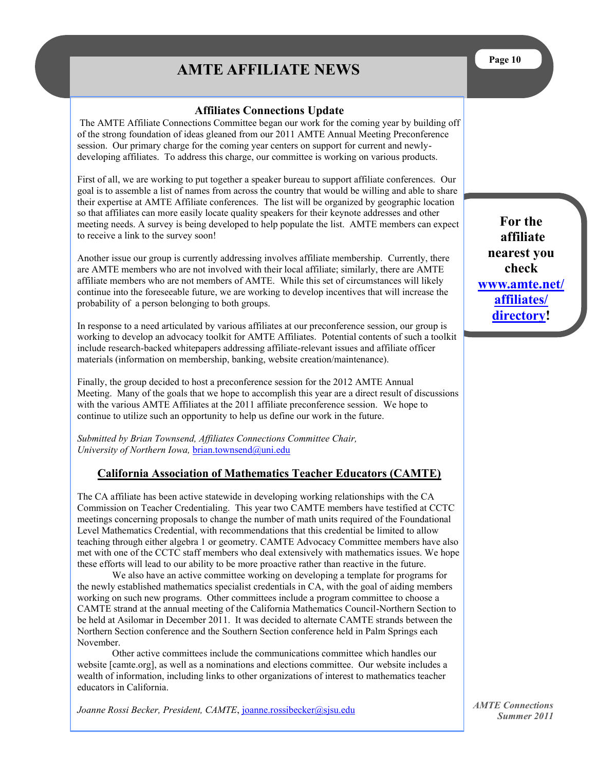# AMTE AFFILIATE NEWS

## Affiliates Connections Update

The AMTE Affiliate Connections Committee began our work for the coming year by building off of the strong foundation of ideas gleaned from our 2011 AMTE Annual Meeting Preconference session. Our primary charge for the coming year centers on support for current and newly-developing affiliates. To address this charge, our committee is working on various products.

First of all, we are working to put together a speaker bureau to support affiliate conferences. Our goal is to assemble a list of names from across the country that would be willing and able to share their expertise at AMTE Affiliate conferences. The list will be organized by geographic location so that affiliates can more easily locate quality speakers for their keynote addresses and other meeting needs. A survey is being developed to help populate the list. AMTE members can expect to receive a link to the survey soon!

Another issue our group is currently addressing involves affiliate membership. Currently, there are AMTE members who are not involved with their local affiliate; similarly, there are AMTE affiliate members who are not members of AMTE. While this set of circumstances will likely continue into the foreseeable future, we are working to develop incentives that will increase the probability of a person belonging to both groups.

In response to a need articulated by various affiliates at our preconference session, our group is working to develop an advocacy toolkit for AMTE Affiliates. Potential contents of such a toolkit include research-backed whitepapers addressing affiliate-relevant issues and affiliate officer materials (information on membership, banking, website creation/maintenance).

Finally, the group decided to host a preconference session for the 2012 AMTE Annual Meeting. Many of the goals that we hope to accomplish this year are a direct result of discussions with the various AMTE Affiliates at the 2011 affiliate preconference session. We hope to continue to utilize such an opportunity to help us define our work in the future.

*Submitted by Brian Townsend, Affiliates Connections Committee Chair, University of Northern Iowa,* brian.townsend@uni.edu

**For the affiliate nearest you check [www.amte.net/affiliates/directory](www.amte.net/affiliates/directory)!**

## California Association of Mathematics Teacher Educators (CAMTE)

The CA affiliate has been active statewide in developing working relationships with the CA Commission on Teacher Credentialing. This year two CAMTE members have testified at CCTC meetings concerning proposals to change the number of math units required of the Foundational Level Mathematics Credential, with recommendations that this credential be limited to allow teaching through either algebra 1 or geometry. CAMTE Advocacy Committee members have also met with one of the CCTC staff members who deal extensively with mathematics issues. We hope these efforts will lead to our ability to be more proactive rather than reactive in the future.

We also have an active committee working on developing a template for programs for the newly established mathematics specialist credentials in CA, with the goal of aiding members working on such new programs. Other committees include a program committee to choose a CAMTE strand at the annual meeting of the California Mathematics Council-Northern Section to be held at Asilomar in December 2011. It was decided to alternate CAMTE strands between the Northern Section conference and the Southern Section conference held in Palm Springs each November.

Other active committees include the communications committee which handles our website [camte.org], as well as a nominations and elections committee. Our website includes a wealth of information, including links to other organizations of interest to mathematics teacher educators in California.

*Joanne Rossi Becker, President, CAMTE*, joanne.rossibecker@sjsu.edu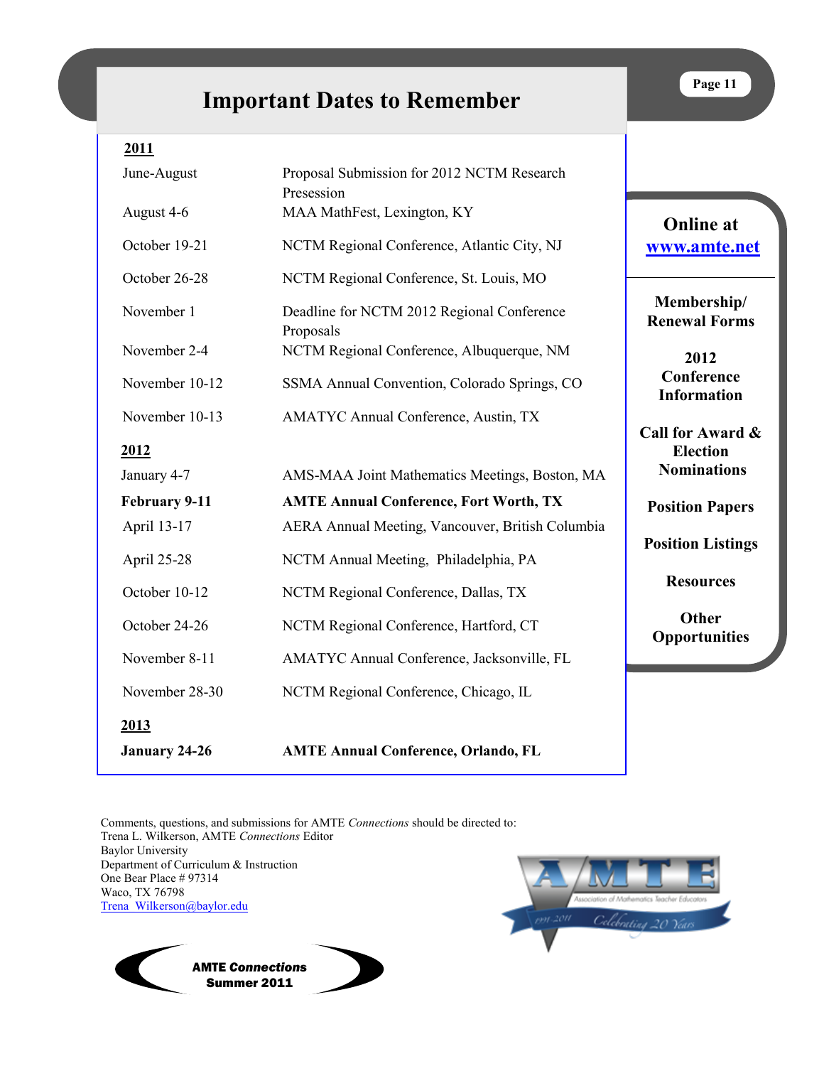# Important Dates to Remember

**2011**

| | |
|---|---|
| June-August | Proposal Submission for 2012 NCTM Research Presession |
| August 4-6 | MAA MathFest, Lexington, KY |
| October 19-21 | NCTM Regional Conference, Atlantic City, NJ |
| October 26-28 | NCTM Regional Conference, St. Louis, MO |
| November 1 | Deadline for NCTM 2012 Regional Conference Proposals |
| November 2-4 | NCTM Regional Conference, Albuquerque, NM |
| November 10-12 | SSMA Annual Convention, Colorado Springs, CO |
| November 10-13 | AMATYC Annual Conference, Austin, TX |

**2012**

| | |
|---|---|
| January 4-7 | AMS-MAA Joint Mathematics Meetings, Boston, MA |
| **February 9-11** | **AMTE Annual Conference, Fort Worth, TX** |
| April 13-17 | AERA Annual Meeting, Vancouver, British Columbia |
| April 25-28 | NCTM Annual Meeting, Philadelphia, PA |
| October 10-12 | NCTM Regional Conference, Dallas, TX |
| October 24-26 | NCTM Regional Conference, Hartford, CT |
| November 8-11 | AMATYC Annual Conference, Jacksonville, FL |
| November 28-30 | NCTM Regional Conference, Chicago, IL |

**2013**

| | |
|---|---|
| **January 24-26** | **AMTE Annual Conference, Orlando, FL** |

**Online at www.amte.net**

**Membership/ Renewal Forms**

**2012 Conference Information**

**Call for Award & Election Nominations**

**Position Papers**

**Position Listings**

**Resources**

**Other Opportunities**

Comments, questions, and submissions for AMTE *Connections* should be directed to:
Trena L. Wilkerson, AMTE *Connections* Editor
Baylor University
Department of Curriculum & Instruction
One Bear Place # 97314
Waco, TX 76798
Trena_Wilkerson@baylor.edu

AMTE Association of Mathematics Teacher Educators 1991-2011 Celebrating 20 Years

**AMTE *Connections***
**Summer 2011**